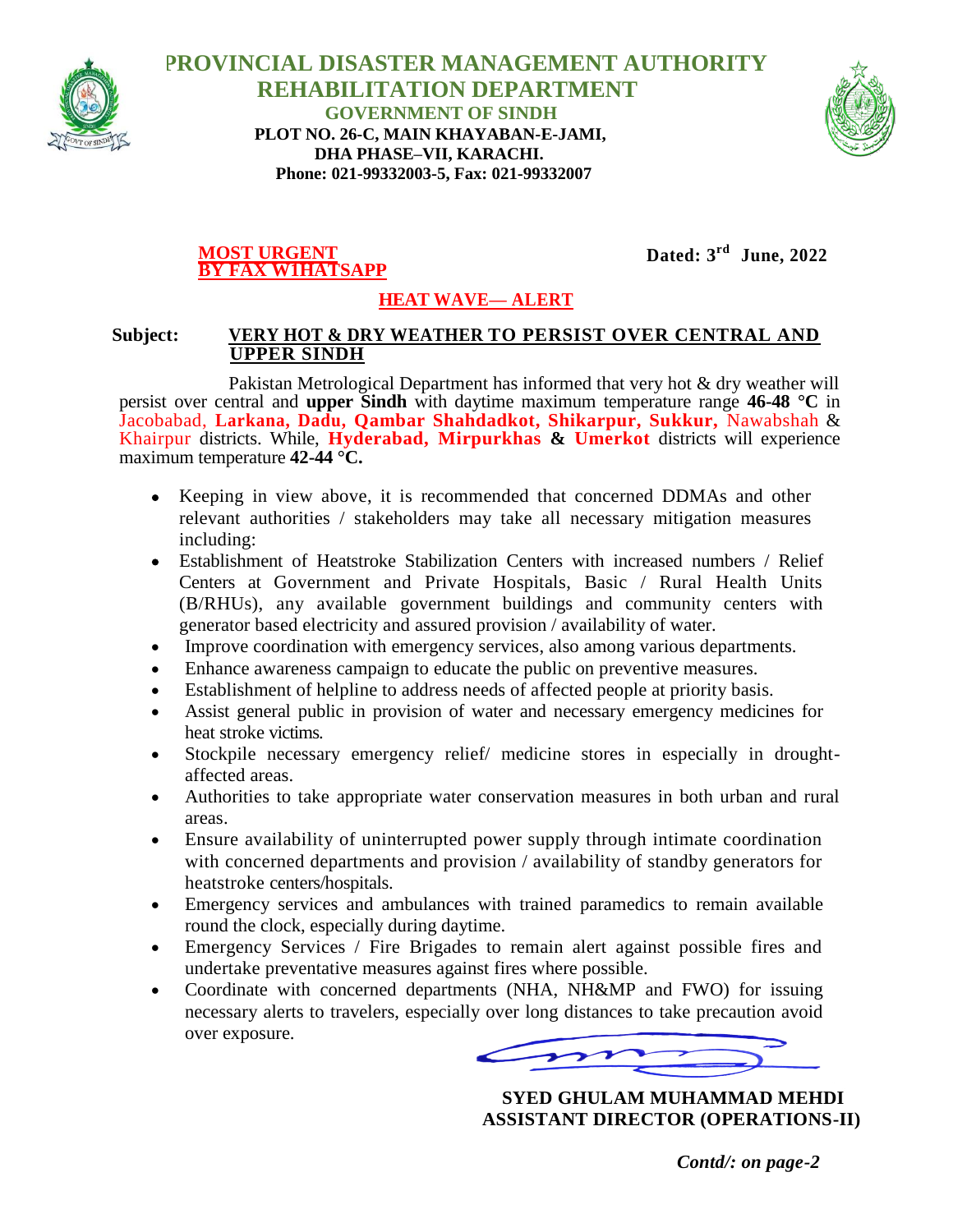# PROVINCIAL DISASTER MANAGEMENT AUTHORITY
## REHABILITATION DEPARTMENT
### GOVERNMENT OF SINDH

**PLOT NO. 26-C, MAIN KHAYABAN-E-JAMI,**
**DHA PHASE–VII, KARACHI.**
**Phone: 021-99332003-5, Fax: 021-99332007**

**MOST URGENT**
**BY FAX W1HATSAPP**

**Dated: 3rd June, 2022**

**HEAT WAVE— ALERT**

**Subject: VERY HOT & DRY WEATHER TO PERSIST OVER CENTRAL AND UPPER SINDH**

Pakistan Metrological Department has informed that very hot & dry weather will persist over central and **upper Sindh** with daytime maximum temperature range **46-48 °C** in Jacobabad, **Larkana, Dadu, Qambar Shahdadkot, Shikarpur, Sukkur,** Nawabshah & Khairpur districts. While, **Hyderabad, Mirpurkhas & Umerkot** districts will experience maximum temperature **42-44 °C.**

- Keeping in view above, it is recommended that concerned DDMAs and other relevant authorities / stakeholders may take all necessary mitigation measures including:
- Establishment of Heatstroke Stabilization Centers with increased numbers / Relief Centers at Government and Private Hospitals, Basic / Rural Health Units (B/RHUs), any available government buildings and community centers with generator based electricity and assured provision / availability of water.
- Improve coordination with emergency services, also among various departments.
- Enhance awareness campaign to educate the public on preventive measures.
- Establishment of helpline to address needs of affected people at priority basis.
- Assist general public in provision of water and necessary emergency medicines for heat stroke victims.
- Stockpile necessary emergency relief/ medicine stores in especially in drought-affected areas.
- Authorities to take appropriate water conservation measures in both urban and rural areas.
- Ensure availability of uninterrupted power supply through intimate coordination with concerned departments and provision / availability of standby generators for heatstroke centers/hospitals.
- Emergency services and ambulances with trained paramedics to remain available round the clock, especially during daytime.
- Emergency Services / Fire Brigades to remain alert against possible fires and undertake preventative measures against fires where possible.
- Coordinate with concerned departments (NHA, NH&MP and FWO) for issuing necessary alerts to travelers, especially over long distances to take precaution avoid over exposure.

**SYED GHULAM MUHAMMAD MEHDI**
**ASSISTANT DIRECTOR (OPERATIONS-II)**

***Contd/: on page-2***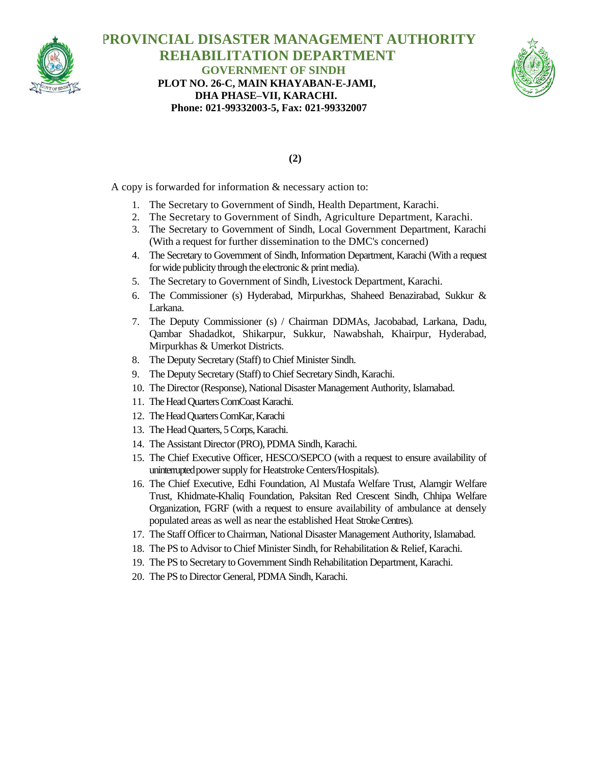# PROVINCIAL DISASTER MANAGEMENT AUTHORITY
## REHABILITATION DEPARTMENT
### GOVERNMENT OF SINDH

**PLOT NO. 26-C, MAIN KHAYABAN-E-JAMI,**
**DHA PHASE–VII, KARACHI.**
**Phone: 021-99332003-5, Fax: 021-99332007**

**(2)**

A copy is forwarded for information & necessary action to:

1. The Secretary to Government of Sindh, Health Department, Karachi.
2. The Secretary to Government of Sindh, Agriculture Department, Karachi.
3. The Secretary to Government of Sindh, Local Government Department, Karachi (With a request for further dissemination to the DMC's concerned)
4. The Secretary to Government of Sindh, Information Department, Karachi (With a request for wide publicity through the electronic & print media).
5. The Secretary to Government of Sindh, Livestock Department, Karachi.
6. The Commissioner (s) Hyderabad, Mirpurkhas, Shaheed Benazirabad, Sukkur & Larkana.
7. The Deputy Commissioner (s) / Chairman DDMAs, Jacobabad, Larkana, Dadu, Qambar Shadadkot, Shikarpur, Sukkur, Nawabshah, Khairpur, Hyderabad, Mirpurkhas & Umerkot Districts.
8. The Deputy Secretary (Staff) to Chief Minister Sindh.
9. The Deputy Secretary (Staff) to Chief Secretary Sindh, Karachi.
10. The Director (Response), National Disaster Management Authority, Islamabad.
11. The Head Quarters ComCoast Karachi.
12. The Head Quarters ComKar, Karachi
13. The Head Quarters, 5 Corps, Karachi.
14. The Assistant Director (PRO), PDMA Sindh, Karachi.
15. The Chief Executive Officer, HESCO/SEPCO (with a request to ensure availability of uninterrupted power supply for Heatstroke Centers/Hospitals).
16. The Chief Executive, Edhi Foundation, Al Mustafa Welfare Trust, Alamgir Welfare Trust, Khidmate-Khaliq Foundation, Paksitan Red Crescent Sindh, Chhipa Welfare Organization, FGRF (with a request to ensure availability of ambulance at densely populated areas as well as near the established Heat Stroke Centres).
17. The Staff Officer to Chairman, National Disaster Management Authority, Islamabad.
18. The PS to Advisor to Chief Minister Sindh, for Rehabilitation & Relief, Karachi.
19. The PS to Secretary to Government Sindh Rehabilitation Department, Karachi.
20. The PS to Director General, PDMA Sindh, Karachi.